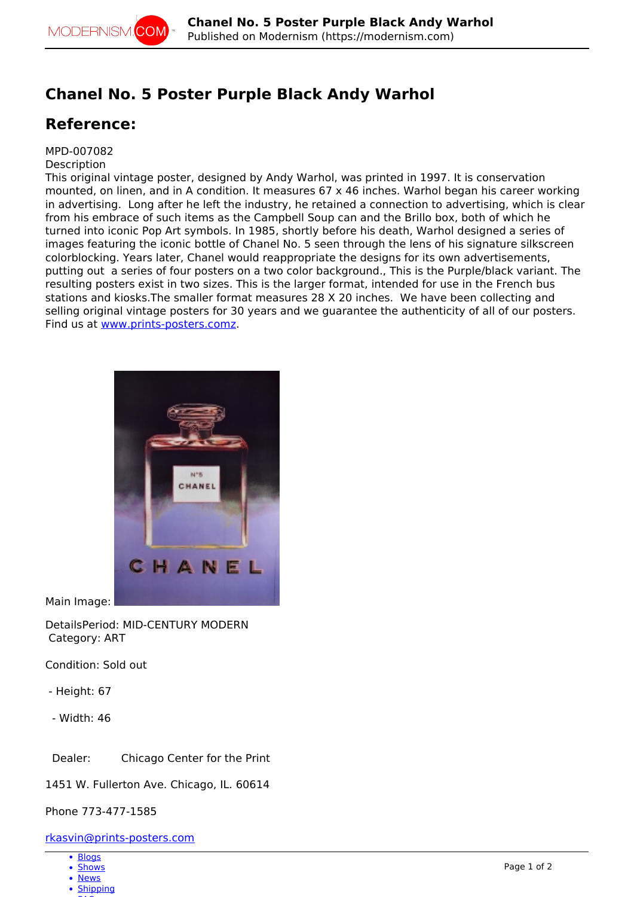# Chanel No. 5 Poster Purple Black Andy Warhol

## Reference:

MPD-007082

Description

This original vintage poster, designed by Andy Warhol, was printed in 1997. It is conservation mounted, on linen, and in A condition. It measures 67 x 46 inches. Warhol began his career working in advertising. Long after he left the industry, he retained a connection to advertising, which is clear from his embrace of such items as the Campbell Soup can and the Brillo box, both of which he turned into iconic Pop Art symbols. In 1985, shortly before his death, Warhol designed a series of images featuring the iconic bottle of Chanel No. 5 seen through the lens of his signature silkscreen colorblocking. Years later, Chanel would reappropriate the designs for its own advertisements, putting out a series of four posters on a two color background., This is the Purple/black variant. The resulting posters exist in two sizes. This is the larger format, intended for use in the French bus stations and kiosks.The smaller format measures 28 X 20 inches. We have been collecting and selling original vintage posters for 30 years and we guarantee the authenticity of all of our posters. Find us at [www.prints-posters.comz](www.prints-posters.comz).

Main Image:

DetailsPeriod: MID-CENTURY MODERN

Category: ART

Condition: Sold out

- Height: 67
- Width: 46

Dealer: Chicago Center for the Print

1451 W. Fullerton Ave. Chicago, IL. 60614

Phone 773-477-1585

[rkasvin@prints-posters.com](mailto:rkasvin@prints-posters.com)

- Blogs
- Shows
- News
- Shipping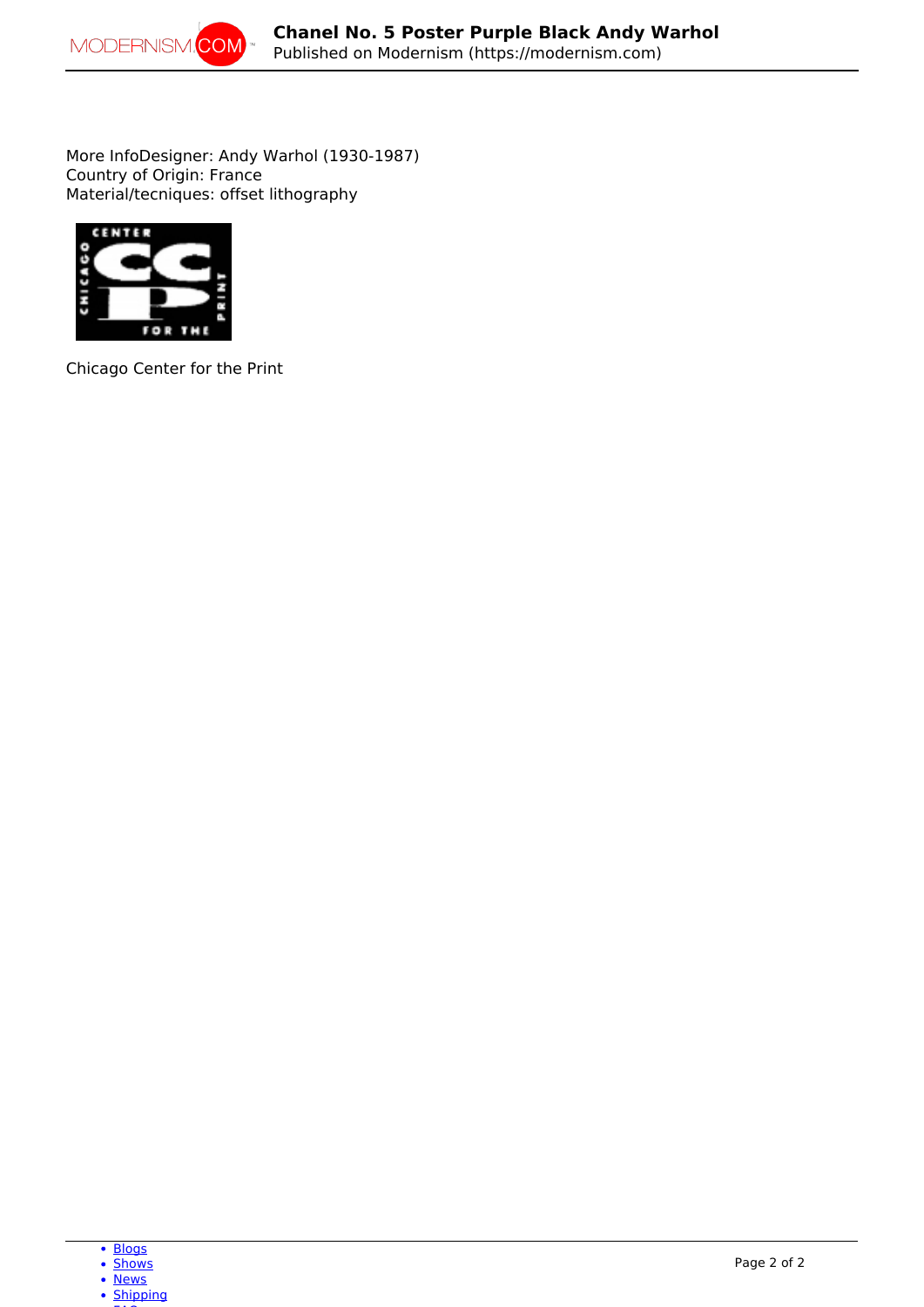More InfoDesigner: Andy Warhol (1930-1987)
Country of Origin: France
Material/tecniques: offset lithography

Chicago Center for the Print

- Blogs
- Shows
- News
- Shipping